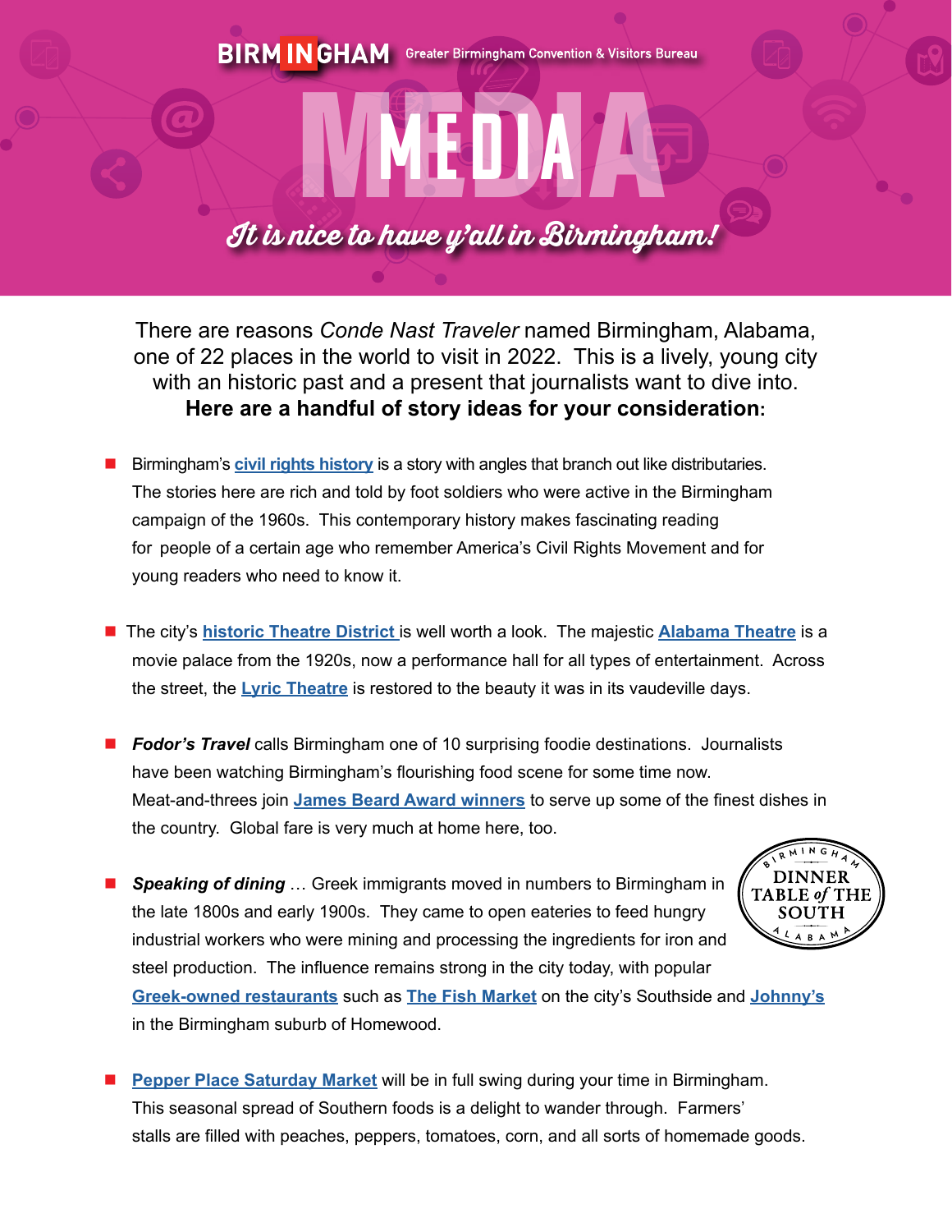# BIRMINGHAM Greater Birmingham Convention & Visitors Bureau

# MEDIA

*It is nice to have y'all in Birmingham!*

There are reasons *Conde Nast Traveler* named Birmingham, Alabama, one of 22 places in the world to visit in 2022. This is a lively, young city with an historic past and a present that journalists want to dive into.

**Here are a handful of story ideas for your consideration:**

- Birmingham's **civil rights history** is a story with angles that branch out like distributaries. The stories here are rich and told by foot soldiers who were active in the Birmingham campaign of the 1960s. This contemporary history makes fascinating reading for people of a certain age who remember America's Civil Rights Movement and for young readers who need to know it.

- The city's **historic Theatre District** is well worth a look. The majestic **Alabama Theatre** is a movie palace from the 1920s, now a performance hall for all types of entertainment. Across the street, the **Lyric Theatre** is restored to the beauty it was in its vaudeville days.

- ***Fodor's Travel*** calls Birmingham one of 10 surprising foodie destinations. Journalists have been watching Birmingham's flourishing food scene for some time now. Meat-and-threes join **James Beard Award winners** to serve up some of the finest dishes in the country. Global fare is very much at home here, too.

- ***Speaking of dining*** … Greek immigrants moved in numbers to Birmingham in the late 1800s and early 1900s. They came to open eateries to feed hungry industrial workers who were mining and processing the ingredients for iron and steel production. The influence remains strong in the city today, with popular **Greek-owned restaurants** such as **The Fish Market** on the city's Southside and **Johnny's** in the Birmingham suburb of Homewood.

  BIRMINGHAM DINNER TABLE *of* THE SOUTH ALABAMA

- **Pepper Place Saturday Market** will be in full swing during your time in Birmingham. This seasonal spread of Southern foods is a delight to wander through. Farmers' stalls are filled with peaches, peppers, tomatoes, corn, and all sorts of homemade goods.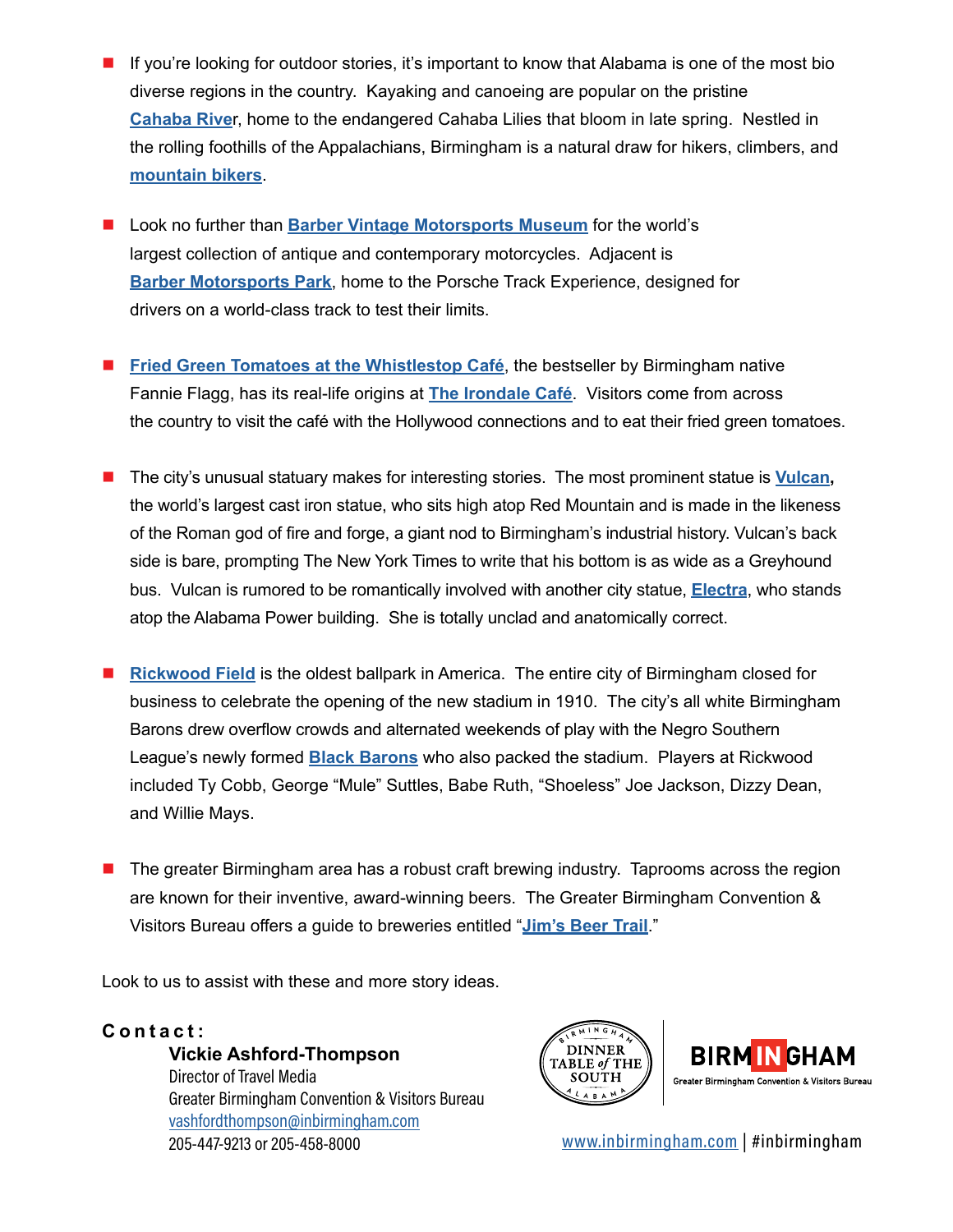- If you're looking for outdoor stories, it's important to know that Alabama is one of the most bio diverse regions in the country. Kayaking and canoeing are popular on the pristine **Cahaba River**, home to the endangered Cahaba Lilies that bloom in late spring. Nestled in the rolling foothills of the Appalachians, Birmingham is a natural draw for hikers, climbers, and **mountain bikers**.

- Look no further than **Barber Vintage Motorsports Museum** for the world's largest collection of antique and contemporary motorcycles. Adjacent is **Barber Motorsports Park**, home to the Porsche Track Experience, designed for drivers on a world-class track to test their limits.

- **Fried Green Tomatoes at the Whistlestop Café**, the bestseller by Birmingham native Fannie Flagg, has its real-life origins at **The Irondale Café**. Visitors come from across the country to visit the café with the Hollywood connections and to eat their fried green tomatoes.

- The city's unusual statuary makes for interesting stories. The most prominent statue is **Vulcan,** the world's largest cast iron statue, who sits high atop Red Mountain and is made in the likeness of the Roman god of fire and forge, a giant nod to Birmingham's industrial history. Vulcan's back side is bare, prompting The New York Times to write that his bottom is as wide as a Greyhound bus. Vulcan is rumored to be romantically involved with another city statue, **Electra**, who stands atop the Alabama Power building. She is totally unclad and anatomically correct.

- **Rickwood Field** is the oldest ballpark in America. The entire city of Birmingham closed for business to celebrate the opening of the new stadium in 1910. The city's all white Birmingham Barons drew overflow crowds and alternated weekends of play with the Negro Southern League's newly formed **Black Barons** who also packed the stadium. Players at Rickwood included Ty Cobb, George "Mule" Suttles, Babe Ruth, "Shoeless" Joe Jackson, Dizzy Dean, and Willie Mays.

- The greater Birmingham area has a robust craft brewing industry. Taprooms across the region are known for their inventive, award-winning beers. The Greater Birmingham Convention & Visitors Bureau offers a guide to breweries entitled "**Jim's Beer Trail**."

Look to us to assist with these and more story ideas.

**Contact:**

**Vickie Ashford-Thompson**
Director of Travel Media
Greater Birmingham Convention & Visitors Bureau
vashfordthompson@inbirmingham.com
205-447-9213 or 205-458-8000

BIRMINGHAM DINNER TABLE of THE SOUTH ALABAMA

BIRMINGHAM
Greater Birmingham Convention & Visitors Bureau

www.inbirmingham.com | #inbirmingham